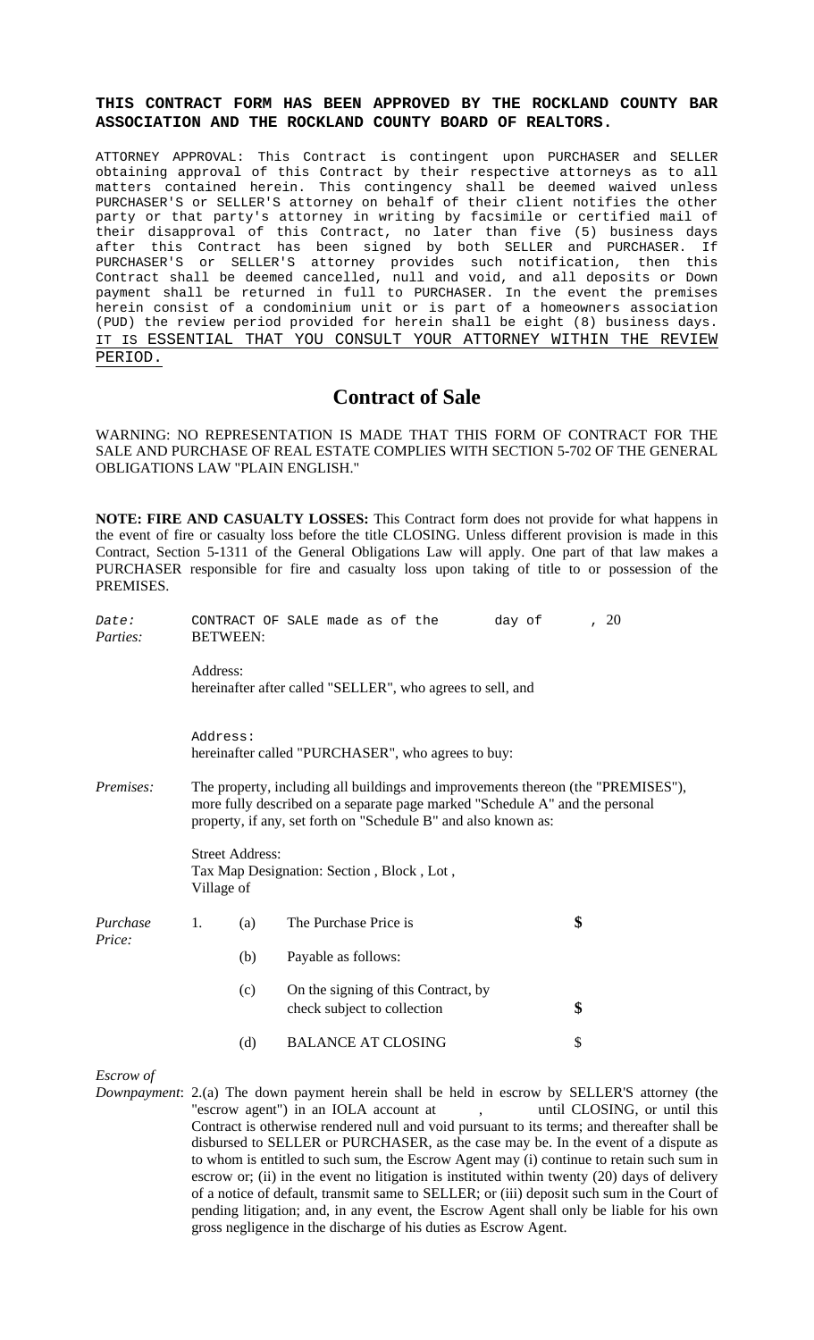**THIS CONTRACT FORM HAS BEEN APPROVED BY THE ROCKLAND COUNTY BAR ASSOCIATION AND THE ROCKLAND COUNTY BOARD OF REALTORS.**

ATTORNEY APPROVAL: This Contract is contingent upon PURCHASER and SELLER obtaining approval of this Contract by their respective attorneys as to all matters contained herein. This contingency shall be deemed waived unless PURCHASER'S or SELLER'S attorney on behalf of their client notifies the other party or that party's attorney in writing by facsimile or certified mail of their disapproval of this Contract, no later than five (5) business days after this Contract has been signed by both SELLER and PURCHASER. If PURCHASER'S or SELLER'S attorney provides such notification, then this Contract shall be deemed cancelled, null and void, and all deposits or Down payment shall be returned in full to PURCHASER. In the event the premises herein consist of a condominium unit or is part of a homeowners association (PUD) the review period provided for herein shall be eight (8) business days. IT IS ESSENTIAL THAT YOU CONSULT YOUR ATTORNEY WITHIN THE REVIEW PERIOD.

# Contract of Sale

WARNING: NO REPRESENTATION IS MADE THAT THIS FORM OF CONTRACT FOR THE SALE AND PURCHASE OF REAL ESTATE COMPLIES WITH SECTION 5-702 OF THE GENERAL OBLIGATIONS LAW "PLAIN ENGLISH."

**NOTE: FIRE AND CASUALTY LOSSES:** This Contract form does not provide for what happens in the event of fire or casualty loss before the title CLOSING. Unless different provision is made in this Contract, Section 5-1311 of the General Obligations Law will apply. One part of that law makes a PURCHASER responsible for fire and casualty loss upon taking of title to or possession of the PREMISES.

*Date:* CONTRACT OF SALE made as of the day of , 20

*Parties:* BETWEEN:

Address:

hereinafter after called "SELLER", who agrees to sell, and

Address:

hereinafter called "PURCHASER", who agrees to buy:

*Premises:* The property, including all buildings and improvements thereon (the "PREMISES"), more fully described on a separate page marked "Schedule A" and the personal property, if any, set forth on "Schedule B" and also known as:

Street Address:

Tax Map Designation: Section , Block , Lot ,

Village of

*Purchase Price:*

1. (a) The Purchase Price is **$**

   (b) Payable as follows:

   (c) On the signing of this Contract, by check subject to collection **$**

   (d) BALANCE AT CLOSING $

*Escrow of Downpayment*: 2.(a) The down payment herein shall be held in escrow by SELLER'S attorney (the "escrow agent") in an IOLA account at , until CLOSING, or until this Contract is otherwise rendered null and void pursuant to its terms; and thereafter shall be disbursed to SELLER or PURCHASER, as the case may be. In the event of a dispute as to whom is entitled to such sum, the Escrow Agent may (i) continue to retain such sum in escrow or; (ii) in the event no litigation is instituted within twenty (20) days of delivery of a notice of default, transmit same to SELLER; or (iii) deposit such sum in the Court of pending litigation; and, in any event, the Escrow Agent shall only be liable for his own gross negligence in the discharge of his duties as Escrow Agent.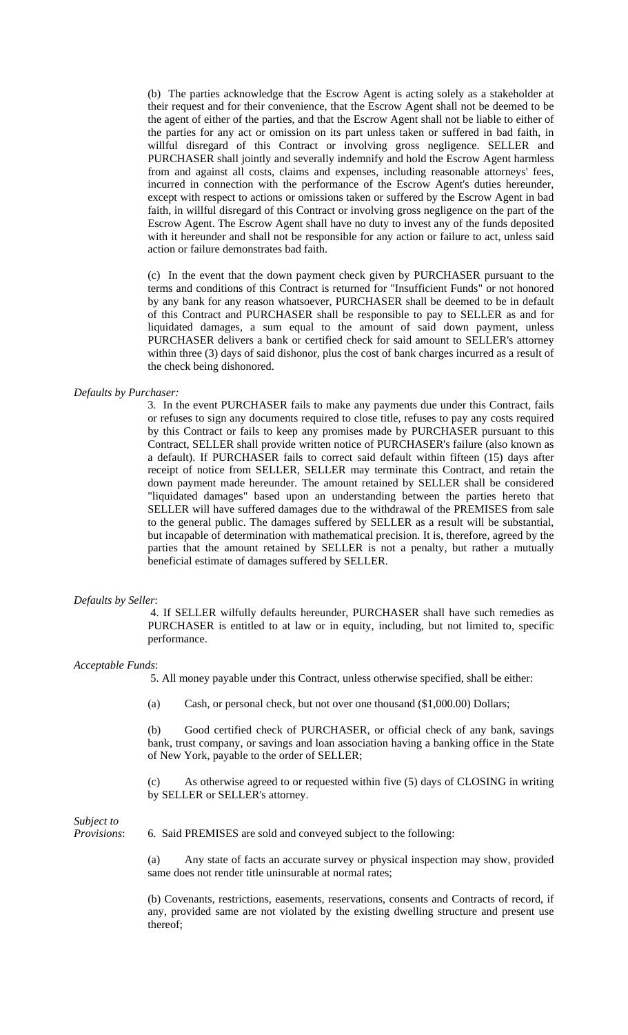(b) The parties acknowledge that the Escrow Agent is acting solely as a stakeholder at their request and for their convenience, that the Escrow Agent shall not be deemed to be the agent of either of the parties, and that the Escrow Agent shall not be liable to either of the parties for any act or omission on its part unless taken or suffered in bad faith, in willful disregard of this Contract or involving gross negligence. SELLER and PURCHASER shall jointly and severally indemnify and hold the Escrow Agent harmless from and against all costs, claims and expenses, including reasonable attorneys' fees, incurred in connection with the performance of the Escrow Agent's duties hereunder, except with respect to actions or omissions taken or suffered by the Escrow Agent in bad faith, in willful disregard of this Contract or involving gross negligence on the part of the Escrow Agent. The Escrow Agent shall have no duty to invest any of the funds deposited with it hereunder and shall not be responsible for any action or failure to act, unless said action or failure demonstrates bad faith.

(c) In the event that the down payment check given by PURCHASER pursuant to the terms and conditions of this Contract is returned for "Insufficient Funds" or not honored by any bank for any reason whatsoever, PURCHASER shall be deemed to be in default of this Contract and PURCHASER shall be responsible to pay to SELLER as and for liquidated damages, a sum equal to the amount of said down payment, unless PURCHASER delivers a bank or certified check for said amount to SELLER's attorney within three (3) days of said dishonor, plus the cost of bank charges incurred as a result of the check being dishonored.

*Defaults by Purchaser:*

3. In the event PURCHASER fails to make any payments due under this Contract, fails or refuses to sign any documents required to close title, refuses to pay any costs required by this Contract or fails to keep any promises made by PURCHASER pursuant to this Contract, SELLER shall provide written notice of PURCHASER's failure (also known as a default). If PURCHASER fails to correct said default within fifteen (15) days after receipt of notice from SELLER, SELLER may terminate this Contract, and retain the down payment made hereunder. The amount retained by SELLER shall be considered "liquidated damages" based upon an understanding between the parties hereto that SELLER will have suffered damages due to the withdrawal of the PREMISES from sale to the general public. The damages suffered by SELLER as a result will be substantial, but incapable of determination with mathematical precision. It is, therefore, agreed by the parties that the amount retained by SELLER is not a penalty, but rather a mutually beneficial estimate of damages suffered by SELLER.

*Defaults by Seller*:

4. If SELLER wilfully defaults hereunder, PURCHASER shall have such remedies as PURCHASER is entitled to at law or in equity, including, but not limited to, specific performance.

*Acceptable Funds*:

5. All money payable under this Contract, unless otherwise specified, shall be either:

(a) Cash, or personal check, but not over one thousand ($1,000.00) Dollars;

(b) Good certified check of PURCHASER, or official check of any bank, savings bank, trust company, or savings and loan association having a banking office in the State of New York, payable to the order of SELLER;

(c) As otherwise agreed to or requested within five (5) days of CLOSING in writing by SELLER or SELLER's attorney.

*Subject to Provisions*:

6. Said PREMISES are sold and conveyed subject to the following:

(a) Any state of facts an accurate survey or physical inspection may show, provided same does not render title uninsurable at normal rates;

(b) Covenants, restrictions, easements, reservations, consents and Contracts of record, if any, provided same are not violated by the existing dwelling structure and present use thereof;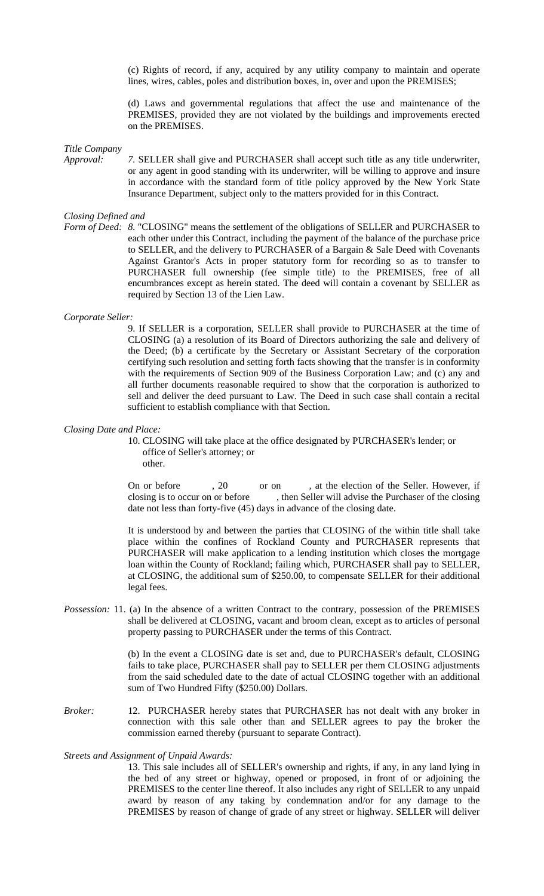(c) Rights of record, if any, acquired by any utility company to maintain and operate lines, wires, cables, poles and distribution boxes, in, over and upon the PREMISES;

(d) Laws and governmental regulations that affect the use and maintenance of the PREMISES, provided they are not violated by the buildings and improvements erected on the PREMISES.

*Title Company Approval:* 7. SELLER shall give and PURCHASER shall accept such title as any title underwriter, or any agent in good standing with its underwriter, will be willing to approve and insure in accordance with the standard form of title policy approved by the New York State Insurance Department, subject only to the matters provided for in this Contract.

*Closing Defined and Form of Deed:* 8. "CLOSING" means the settlement of the obligations of SELLER and PURCHASER to each other under this Contract, including the payment of the balance of the purchase price to SELLER, and the delivery to PURCHASER of a Bargain & Sale Deed with Covenants Against Grantor's Acts in proper statutory form for recording so as to transfer to PURCHASER full ownership (fee simple title) to the PREMISES, free of all encumbrances except as herein stated. The deed will contain a covenant by SELLER as required by Section 13 of the Lien Law.

*Corporate Seller:*

9. If SELLER is a corporation, SELLER shall provide to PURCHASER at the time of CLOSING (a) a resolution of its Board of Directors authorizing the sale and delivery of the Deed; (b) a certificate by the Secretary or Assistant Secretary of the corporation certifying such resolution and setting forth facts showing that the transfer is in conformity with the requirements of Section 909 of the Business Corporation Law; and (c) any and all further documents reasonable required to show that the corporation is authorized to sell and deliver the deed pursuant to Law. The Deed in such case shall contain a recital sufficient to establish compliance with that Section.

*Closing Date and Place:*

10. CLOSING will take place at the office designated by PURCHASER's lender; or
office of Seller's attorney; or
other.

On or before , 20 or on , at the election of the Seller. However, if closing is to occur on or before , then Seller will advise the Purchaser of the closing date not less than forty-five (45) days in advance of the closing date.

It is understood by and between the parties that CLOSING of the within title shall take place within the confines of Rockland County and PURCHASER represents that PURCHASER will make application to a lending institution which closes the mortgage loan within the County of Rockland; failing which, PURCHASER shall pay to SELLER, at CLOSING, the additional sum of $250.00, to compensate SELLER for their additional legal fees.

*Possession:* 11. (a) In the absence of a written Contract to the contrary, possession of the PREMISES shall be delivered at CLOSING, vacant and broom clean, except as to articles of personal property passing to PURCHASER under the terms of this Contract.

(b) In the event a CLOSING date is set and, due to PURCHASER's default, CLOSING fails to take place, PURCHASER shall pay to SELLER per them CLOSING adjustments from the said scheduled date to the date of actual CLOSING together with an additional sum of Two Hundred Fifty ($250.00) Dollars.

*Broker:* 12. PURCHASER hereby states that PURCHASER has not dealt with any broker in connection with this sale other than and SELLER agrees to pay the broker the commission earned thereby (pursuant to separate Contract).

*Streets and Assignment of Unpaid Awards:*

13. This sale includes all of SELLER's ownership and rights, if any, in any land lying in the bed of any street or highway, opened or proposed, in front of or adjoining the PREMISES to the center line thereof. It also includes any right of SELLER to any unpaid award by reason of any taking by condemnation and/or for any damage to the PREMISES by reason of change of grade of any street or highway. SELLER will deliver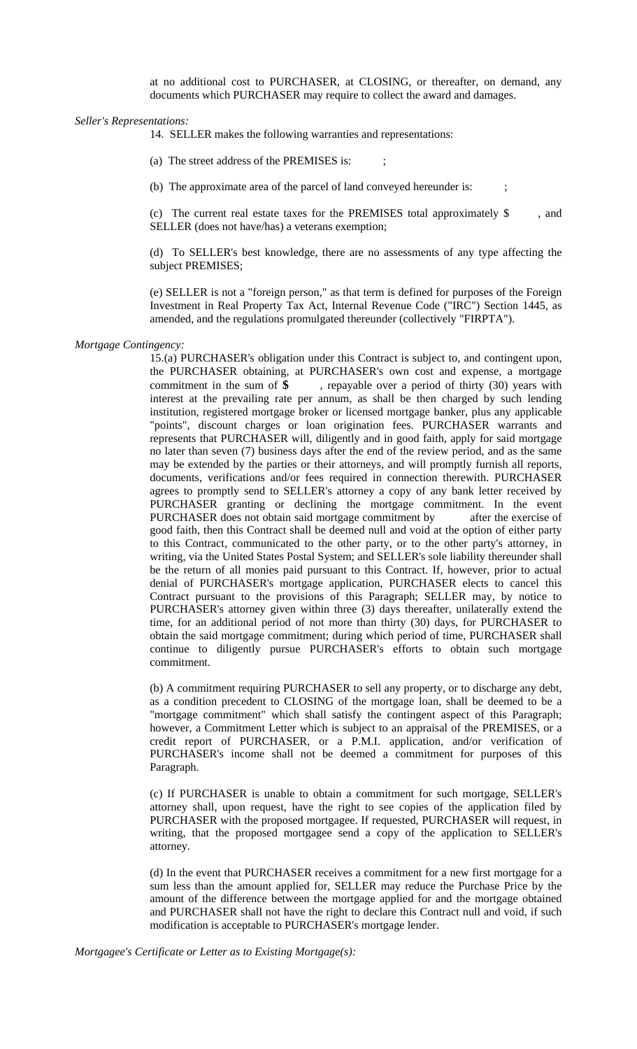at no additional cost to PURCHASER, at CLOSING, or thereafter, on demand, any documents which PURCHASER may require to collect the award and damages.

*Seller's Representations:*

14. SELLER makes the following warranties and representations:

(a) The street address of the PREMISES is: ;

(b) The approximate area of the parcel of land conveyed hereunder is: ;

(c) The current real estate taxes for the PREMISES total approximately $ , and SELLER (does not have/has) a veterans exemption;

(d) To SELLER's best knowledge, there are no assessments of any type affecting the subject PREMISES;

(e) SELLER is not a "foreign person," as that term is defined for purposes of the Foreign Investment in Real Property Tax Act, Internal Revenue Code ("IRC") Section 1445, as amended, and the regulations promulgated thereunder (collectively "FIRPTA").

*Mortgage Contingency:*

15.(a) PURCHASER's obligation under this Contract is subject to, and contingent upon, the PURCHASER obtaining, at PURCHASER's own cost and expense, a mortgage commitment in the sum of **$** , repayable over a period of thirty (30) years with interest at the prevailing rate per annum, as shall be then charged by such lending institution, registered mortgage broker or licensed mortgage banker, plus any applicable "points", discount charges or loan origination fees. PURCHASER warrants and represents that PURCHASER will, diligently and in good faith, apply for said mortgage no later than seven (7) business days after the end of the review period, and as the same may be extended by the parties or their attorneys, and will promptly furnish all reports, documents, verifications and/or fees required in connection therewith. PURCHASER agrees to promptly send to SELLER's attorney a copy of any bank letter received by PURCHASER granting or declining the mortgage commitment. In the event PURCHASER does not obtain said mortgage commitment by after the exercise of good faith, then this Contract shall be deemed null and void at the option of either party to this Contract, communicated to the other party, or to the other party's attorney, in writing, via the United States Postal System; and SELLER's sole liability thereunder shall be the return of all monies paid pursuant to this Contract. If, however, prior to actual denial of PURCHASER's mortgage application, PURCHASER elects to cancel this Contract pursuant to the provisions of this Paragraph; SELLER may, by notice to PURCHASER's attorney given within three (3) days thereafter, unilaterally extend the time, for an additional period of not more than thirty (30) days, for PURCHASER to obtain the said mortgage commitment; during which period of time, PURCHASER shall continue to diligently pursue PURCHASER's efforts to obtain such mortgage commitment.

(b) A commitment requiring PURCHASER to sell any property, or to discharge any debt, as a condition precedent to CLOSING of the mortgage loan, shall be deemed to be a "mortgage commitment" which shall satisfy the contingent aspect of this Paragraph; however, a Commitment Letter which is subject to an appraisal of the PREMISES, or a credit report of PURCHASER, or a P.M.I. application, and/or verification of PURCHASER's income shall not be deemed a commitment for purposes of this Paragraph.

(c) If PURCHASER is unable to obtain a commitment for such mortgage, SELLER's attorney shall, upon request, have the right to see copies of the application filed by PURCHASER with the proposed mortgagee. If requested, PURCHASER will request, in writing, that the proposed mortgagee send a copy of the application to SELLER's attorney.

(d) In the event that PURCHASER receives a commitment for a new first mortgage for a sum less than the amount applied for, SELLER may reduce the Purchase Price by the amount of the difference between the mortgage applied for and the mortgage obtained and PURCHASER shall not have the right to declare this Contract null and void, if such modification is acceptable to PURCHASER's mortgage lender.

*Mortgagee's Certificate or Letter as to Existing Mortgage(s):*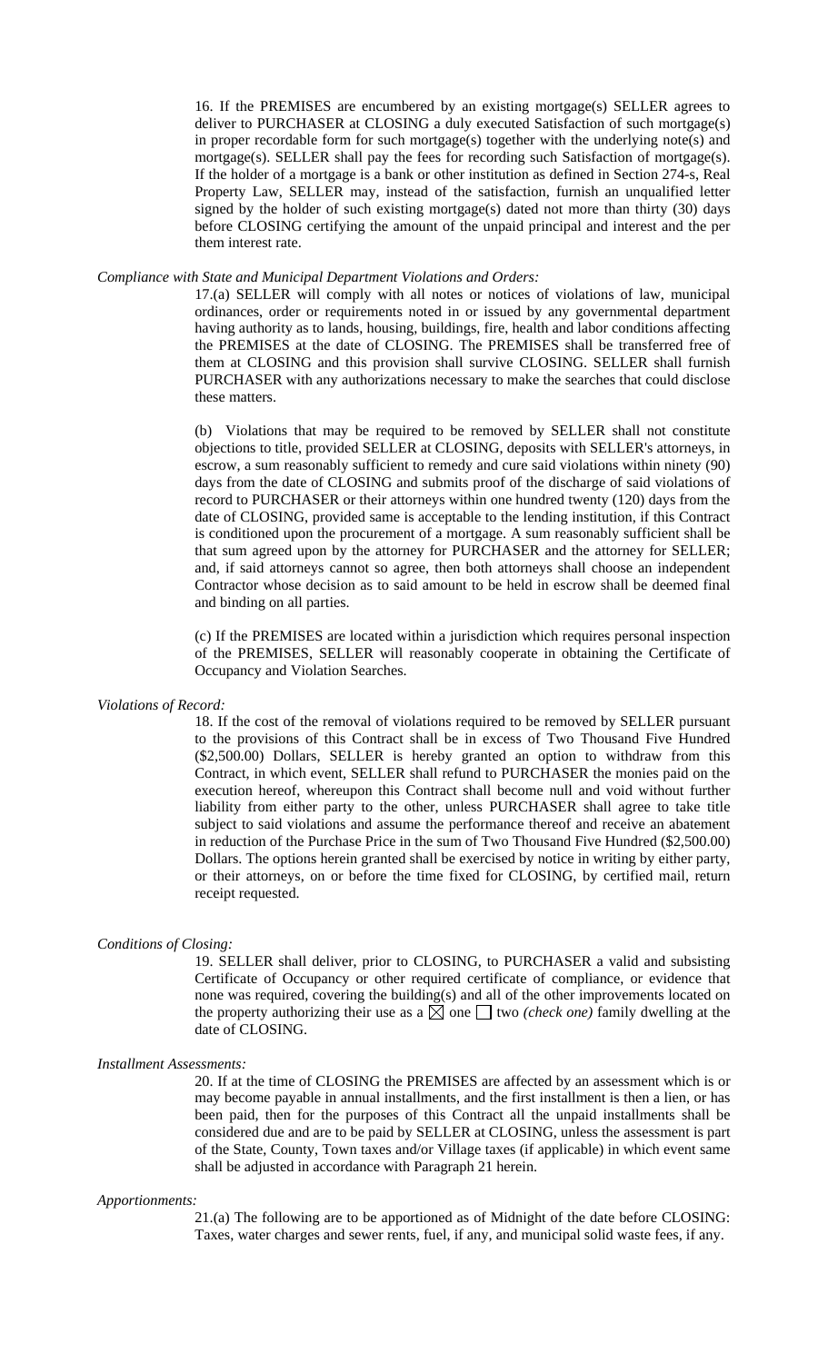16. If the PREMISES are encumbered by an existing mortgage(s) SELLER agrees to deliver to PURCHASER at CLOSING a duly executed Satisfaction of such mortgage(s) in proper recordable form for such mortgage(s) together with the underlying note(s) and mortgage(s). SELLER shall pay the fees for recording such Satisfaction of mortgage(s). If the holder of a mortgage is a bank or other institution as defined in Section 274-s, Real Property Law, SELLER may, instead of the satisfaction, furnish an unqualified letter signed by the holder of such existing mortgage(s) dated not more than thirty (30) days before CLOSING certifying the amount of the unpaid principal and interest and the per them interest rate.

*Compliance with State and Municipal Department Violations and Orders:*

17.(a) SELLER will comply with all notes or notices of violations of law, municipal ordinances, order or requirements noted in or issued by any governmental department having authority as to lands, housing, buildings, fire, health and labor conditions affecting the PREMISES at the date of CLOSING. The PREMISES shall be transferred free of them at CLOSING and this provision shall survive CLOSING. SELLER shall furnish PURCHASER with any authorizations necessary to make the searches that could disclose these matters.

(b) Violations that may be required to be removed by SELLER shall not constitute objections to title, provided SELLER at CLOSING, deposits with SELLER's attorneys, in escrow, a sum reasonably sufficient to remedy and cure said violations within ninety (90) days from the date of CLOSING and submits proof of the discharge of said violations of record to PURCHASER or their attorneys within one hundred twenty (120) days from the date of CLOSING, provided same is acceptable to the lending institution, if this Contract is conditioned upon the procurement of a mortgage. A sum reasonably sufficient shall be that sum agreed upon by the attorney for PURCHASER and the attorney for SELLER; and, if said attorneys cannot so agree, then both attorneys shall choose an independent Contractor whose decision as to said amount to be held in escrow shall be deemed final and binding on all parties.

(c) If the PREMISES are located within a jurisdiction which requires personal inspection of the PREMISES, SELLER will reasonably cooperate in obtaining the Certificate of Occupancy and Violation Searches.

*Violations of Record:*

18. If the cost of the removal of violations required to be removed by SELLER pursuant to the provisions of this Contract shall be in excess of Two Thousand Five Hundred ($2,500.00) Dollars, SELLER is hereby granted an option to withdraw from this Contract, in which event, SELLER shall refund to PURCHASER the monies paid on the execution hereof, whereupon this Contract shall become null and void without further liability from either party to the other, unless PURCHASER shall agree to take title subject to said violations and assume the performance thereof and receive an abatement in reduction of the Purchase Price in the sum of Two Thousand Five Hundred ($2,500.00) Dollars. The options herein granted shall be exercised by notice in writing by either party, or their attorneys, on or before the time fixed for CLOSING, by certified mail, return receipt requested.

*Conditions of Closing:*

19. SELLER shall deliver, prior to CLOSING, to PURCHASER a valid and subsisting Certificate of Occupancy or other required certificate of compliance, or evidence that none was required, covering the building(s) and all of the other improvements located on the property authorizing their use as a ☒ one ☐ two *(check one)* family dwelling at the date of CLOSING.

*Installment Assessments:*

20. If at the time of CLOSING the PREMISES are affected by an assessment which is or may become payable in annual installments, and the first installment is then a lien, or has been paid, then for the purposes of this Contract all the unpaid installments shall be considered due and are to be paid by SELLER at CLOSING, unless the assessment is part of the State, County, Town taxes and/or Village taxes (if applicable) in which event same shall be adjusted in accordance with Paragraph 21 herein.

*Apportionments:*

21.(a) The following are to be apportioned as of Midnight of the date before CLOSING: Taxes, water charges and sewer rents, fuel, if any, and municipal solid waste fees, if any.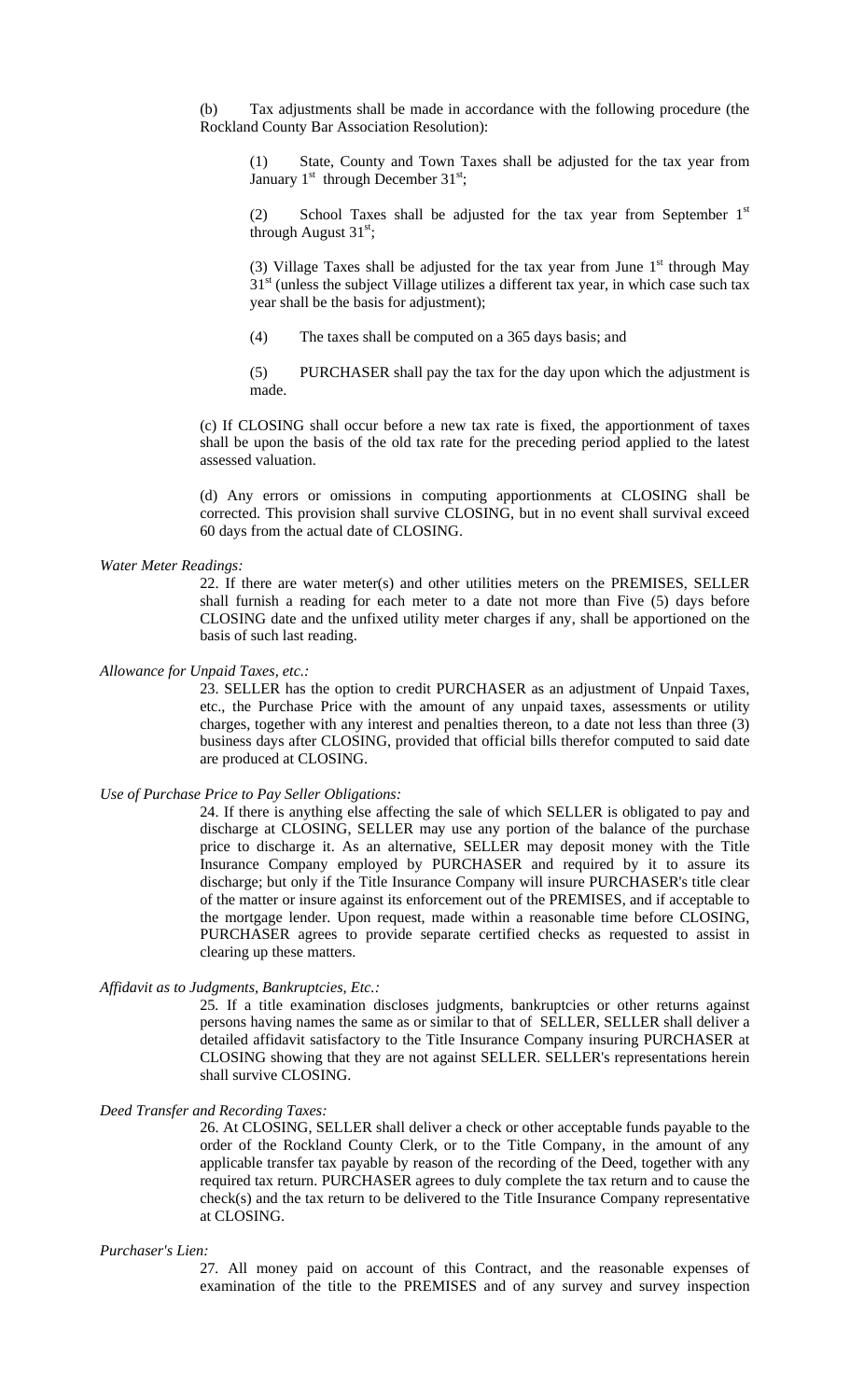(b) Tax adjustments shall be made in accordance with the following procedure (the Rockland County Bar Association Resolution):

(1) State, County and Town Taxes shall be adjusted for the tax year from January 1st through December 31st;

(2) School Taxes shall be adjusted for the tax year from September 1st through August 31st;

(3) Village Taxes shall be adjusted for the tax year from June 1st through May 31st (unless the subject Village utilizes a different tax year, in which case such tax year shall be the basis for adjustment);

(4) The taxes shall be computed on a 365 days basis; and

(5) PURCHASER shall pay the tax for the day upon which the adjustment is made.

(c) If CLOSING shall occur before a new tax rate is fixed, the apportionment of taxes shall be upon the basis of the old tax rate for the preceding period applied to the latest assessed valuation.

(d) Any errors or omissions in computing apportionments at CLOSING shall be corrected. This provision shall survive CLOSING, but in no event shall survival exceed 60 days from the actual date of CLOSING.

*Water Meter Readings:*

22. If there are water meter(s) and other utilities meters on the PREMISES, SELLER shall furnish a reading for each meter to a date not more than Five (5) days before CLOSING date and the unfixed utility meter charges if any, shall be apportioned on the basis of such last reading.

*Allowance for Unpaid Taxes, etc.:*

23. SELLER has the option to credit PURCHASER as an adjustment of Unpaid Taxes, etc., the Purchase Price with the amount of any unpaid taxes, assessments or utility charges, together with any interest and penalties thereon, to a date not less than three (3) business days after CLOSING, provided that official bills therefor computed to said date are produced at CLOSING.

*Use of Purchase Price to Pay Seller Obligations:*

24. If there is anything else affecting the sale of which SELLER is obligated to pay and discharge at CLOSING, SELLER may use any portion of the balance of the purchase price to discharge it. As an alternative, SELLER may deposit money with the Title Insurance Company employed by PURCHASER and required by it to assure its discharge; but only if the Title Insurance Company will insure PURCHASER's title clear of the matter or insure against its enforcement out of the PREMISES, and if acceptable to the mortgage lender. Upon request, made within a reasonable time before CLOSING, PURCHASER agrees to provide separate certified checks as requested to assist in clearing up these matters.

*Affidavit as to Judgments, Bankruptcies, Etc.:*

25. If a title examination discloses judgments, bankruptcies or other returns against persons having names the same as or similar to that of SELLER, SELLER shall deliver a detailed affidavit satisfactory to the Title Insurance Company insuring PURCHASER at CLOSING showing that they are not against SELLER. SELLER's representations herein shall survive CLOSING.

*Deed Transfer and Recording Taxes:*

26. At CLOSING, SELLER shall deliver a check or other acceptable funds payable to the order of the Rockland County Clerk, or to the Title Company, in the amount of any applicable transfer tax payable by reason of the recording of the Deed, together with any required tax return. PURCHASER agrees to duly complete the tax return and to cause the check(s) and the tax return to be delivered to the Title Insurance Company representative at CLOSING.

*Purchaser's Lien:*

27. All money paid on account of this Contract, and the reasonable expenses of examination of the title to the PREMISES and of any survey and survey inspection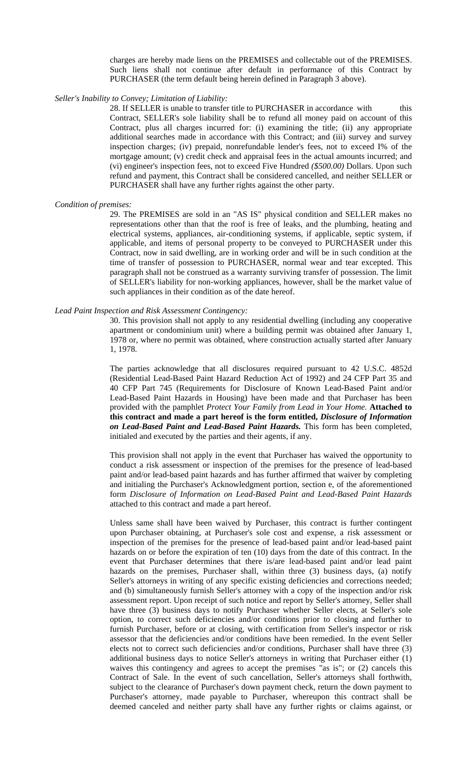charges are hereby made liens on the PREMISES and collectable out of the PREMISES. Such liens shall not continue after default in performance of this Contract by PURCHASER (the term default being herein defined in Paragraph 3 above).

*Seller's Inability to Convey; Limitation of Liability:*

28. If SELLER is unable to transfer title to PURCHASER in accordance with this Contract, SELLER's sole liability shall be to refund all money paid on account of this Contract, plus all charges incurred for: (i) examining the title; (ii) any appropriate additional searches made in accordance with this Contract; and (iii) survey and survey inspection charges; (iv) prepaid, nonrefundable lender's fees, not to exceed I% of the mortgage amount; (v) credit check and appraisal fees in the actual amounts incurred; and (vi) engineer's inspection fees, not to exceed Five Hundred *($500.00)* Dollars. Upon such refund and payment, this Contract shall be considered cancelled, and neither SELLER or PURCHASER shall have any further rights against the other party.

*Condition of premises:*

29. The PREMISES are sold in an "AS IS" physical condition and SELLER makes no representations other than that the roof is free of leaks, and the plumbing, heating and electrical systems, appliances, air-conditioning systems, if applicable, septic system, if applicable, and items of personal property to be conveyed to PURCHASER under this Contract, now in said dwelling, are in working order and will be in such condition at the time of transfer of possession to PURCHASER, normal wear and tear excepted. This paragraph shall not be construed as a warranty surviving transfer of possession. The limit of SELLER's liability for non-working appliances, however, shall be the market value of such appliances in their condition as of the date hereof.

*Lead Paint Inspection and Risk Assessment Contingency:*

30. This provision shall not apply to any residential dwelling (including any cooperative apartment or condominium unit) where a building permit was obtained after January 1, 1978 or, where no permit was obtained, where construction actually started after January 1, 1978.

The parties acknowledge that all disclosures required pursuant to 42 U.S.C. 4852d (Residential Lead-Based Paint Hazard Reduction Act of 1992) and 24 CFP Part 35 and 40 CFP Part 745 (Requirements for Disclosure of Known Lead-Based Paint and/or Lead-Based Paint Hazards in Housing) have been made and that Purchaser has been provided with the pamphlet *Protect Your Family from Lead in Your Home*. **Attached to this contract and made a part hereof is the form entitled, *Disclosure of Information on Lead-Based Paint and Lead-Based Paint Hazards.*** This form has been completed, initialed and executed by the parties and their agents, if any.

This provision shall not apply in the event that Purchaser has waived the opportunity to conduct a risk assessment or inspection of the premises for the presence of lead-based paint and/or lead-based paint hazards and has further affirmed that waiver by completing and initialing the Purchaser's Acknowledgment portion, section e, of the aforementioned form *Disclosure of Information on Lead-Based Paint and Lead-Based Paint Hazards* attached to this contract and made a part hereof.

Unless same shall have been waived by Purchaser, this contract is further contingent upon Purchaser obtaining, at Purchaser's sole cost and expense, a risk assessment or inspection of the premises for the presence of lead-based paint and/or lead-based paint hazards on or before the expiration of ten (10) days from the date of this contract. In the event that Purchaser determines that there is/are lead-based paint and/or lead paint hazards on the premises, Purchaser shall, within three (3) business days, (a) notify Seller's attorneys in writing of any specific existing deficiencies and corrections needed; and (b) simultaneously furnish Seller's attorney with a copy of the inspection and/or risk assessment report. Upon receipt of such notice and report by Seller's attorney, Seller shall have three (3) business days to notify Purchaser whether Seller elects, at Seller's sole option, to correct such deficiencies and/or conditions prior to closing and further to furnish Purchaser, before or at closing, with certification from Seller's inspector or risk assessor that the deficiencies and/or conditions have been remedied. In the event Seller elects not to correct such deficiencies and/or conditions, Purchaser shall have three (3) additional business days to notice Seller's attorneys in writing that Purchaser either (1) waives this contingency and agrees to accept the premises "as is"; or (2) cancels this Contract of Sale. In the event of such cancellation, Seller's attorneys shall forthwith, subject to the clearance of Purchaser's down payment check, return the down payment to Purchaser's attorney, made payable to Purchaser, whereupon this contract shall be deemed canceled and neither party shall have any further rights or claims against, or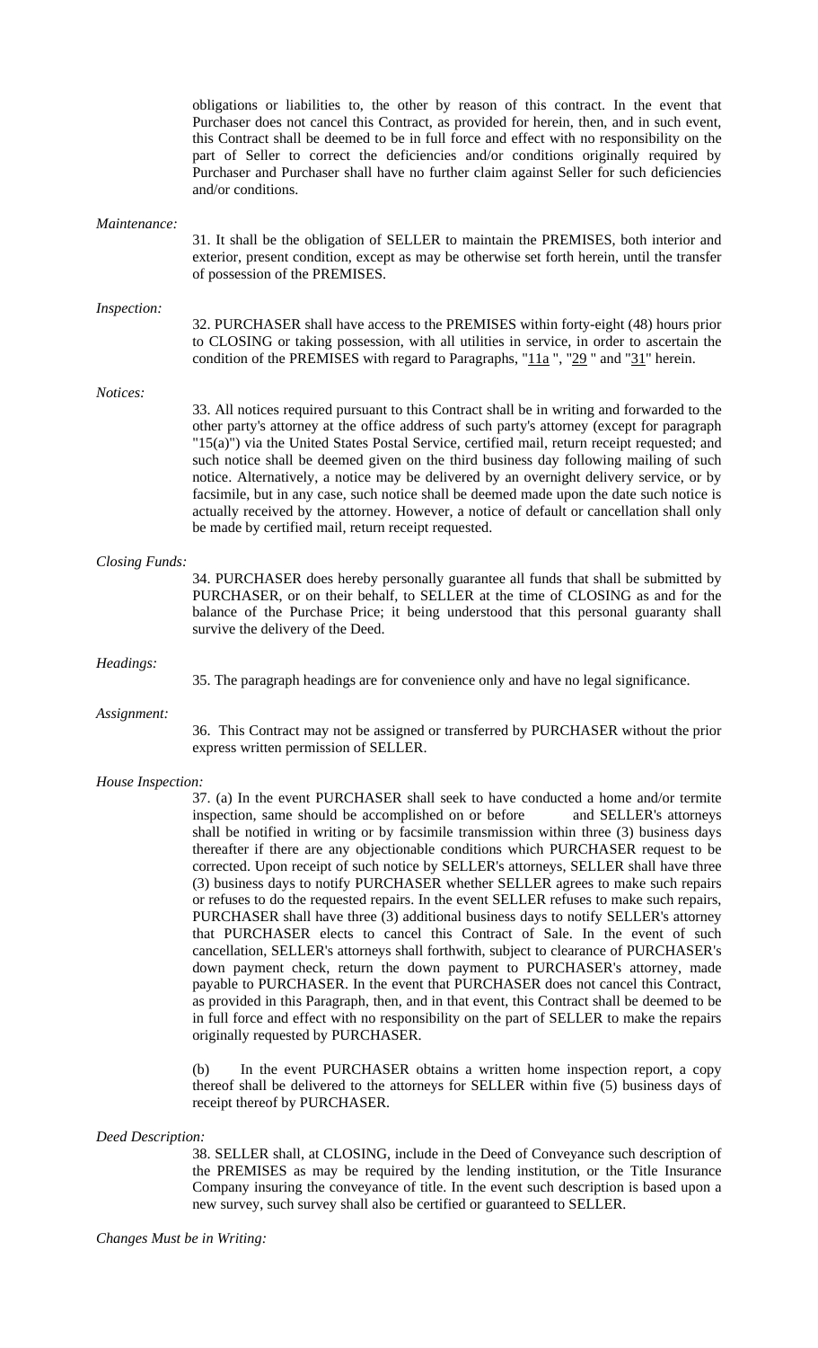obligations or liabilities to, the other by reason of this contract. In the event that Purchaser does not cancel this Contract, as provided for herein, then, and in such event, this Contract shall be deemed to be in full force and effect with no responsibility on the part of Seller to correct the deficiencies and/or conditions originally required by Purchaser and Purchaser shall have no further claim against Seller for such deficiencies and/or conditions.

*Maintenance:*

31. It shall be the obligation of SELLER to maintain the PREMISES, both interior and exterior, present condition, except as may be otherwise set forth herein, until the transfer of possession of the PREMISES.

*Inspection:*

32. PURCHASER shall have access to the PREMISES within forty-eight (48) hours prior to CLOSING or taking possession, with all utilities in service, in order to ascertain the condition of the PREMISES with regard to Paragraphs, "11a ", "29 " and "31" herein.

*Notices:*

33. All notices required pursuant to this Contract shall be in writing and forwarded to the other party's attorney at the office address of such party's attorney (except for paragraph "15(a)") via the United States Postal Service, certified mail, return receipt requested; and such notice shall be deemed given on the third business day following mailing of such notice. Alternatively, a notice may be delivered by an overnight delivery service, or by facsimile, but in any case, such notice shall be deemed made upon the date such notice is actually received by the attorney. However, a notice of default or cancellation shall only be made by certified mail, return receipt requested.

*Closing Funds:*

34. PURCHASER does hereby personally guarantee all funds that shall be submitted by PURCHASER, or on their behalf, to SELLER at the time of CLOSING as and for the balance of the Purchase Price; it being understood that this personal guaranty shall survive the delivery of the Deed.

*Headings:*

35. The paragraph headings are for convenience only and have no legal significance.

*Assignment:*

36. This Contract may not be assigned or transferred by PURCHASER without the prior express written permission of SELLER.

*House Inspection:*

37. (a) In the event PURCHASER shall seek to have conducted a home and/or termite inspection, same should be accomplished on or before          and SELLER's attorneys shall be notified in writing or by facsimile transmission within three (3) business days thereafter if there are any objectionable conditions which PURCHASER request to be corrected. Upon receipt of such notice by SELLER's attorneys, SELLER shall have three (3) business days to notify PURCHASER whether SELLER agrees to make such repairs or refuses to do the requested repairs. In the event SELLER refuses to make such repairs, PURCHASER shall have three (3) additional business days to notify SELLER's attorney that PURCHASER elects to cancel this Contract of Sale. In the event of such cancellation, SELLER's attorneys shall forthwith, subject to clearance of PURCHASER's down payment check, return the down payment to PURCHASER's attorney, made payable to PURCHASER. In the event that PURCHASER does not cancel this Contract, as provided in this Paragraph, then, and in that event, this Contract shall be deemed to be in full force and effect with no responsibility on the part of SELLER to make the repairs originally requested by PURCHASER.

(b) In the event PURCHASER obtains a written home inspection report, a copy thereof shall be delivered to the attorneys for SELLER within five (5) business days of receipt thereof by PURCHASER.

*Deed Description:*

38. SELLER shall, at CLOSING, include in the Deed of Conveyance such description of the PREMISES as may be required by the lending institution, or the Title Insurance Company insuring the conveyance of title. In the event such description is based upon a new survey, such survey shall also be certified or guaranteed to SELLER.

*Changes Must be in Writing:*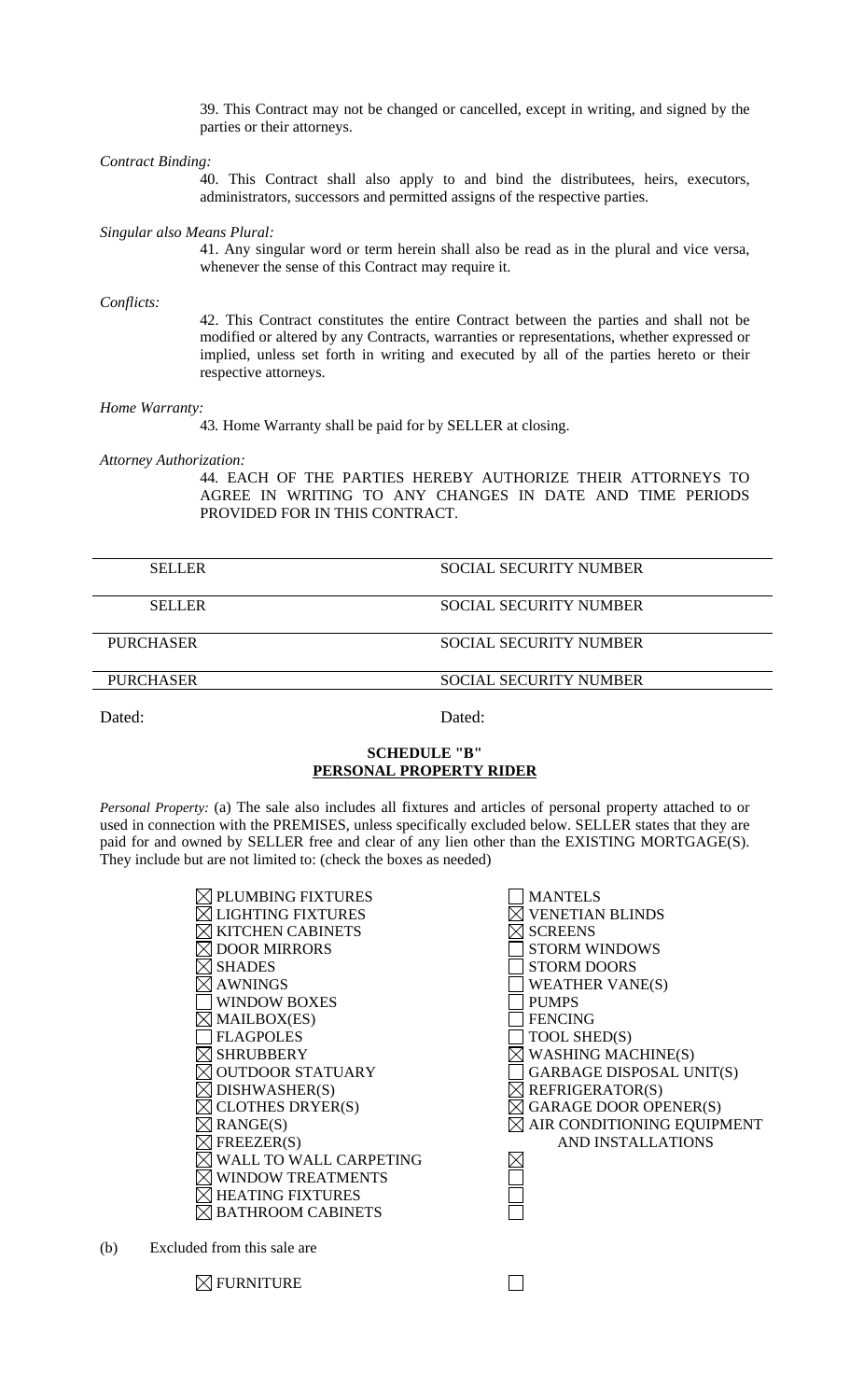39. This Contract may not be changed or cancelled, except in writing, and signed by the parties or their attorneys.

*Contract Binding:*

40. This Contract shall also apply to and bind the distributees, heirs, executors, administrators, successors and permitted assigns of the respective parties.

*Singular also Means Plural:*

41. Any singular word or term herein shall also be read as in the plural and vice versa, whenever the sense of this Contract may require it.

*Conflicts:*

42. This Contract constitutes the entire Contract between the parties and shall not be modified or altered by any Contracts, warranties or representations, whether expressed or implied, unless set forth in writing and executed by all of the parties hereto or their respective attorneys.

*Home Warranty:*

43. Home Warranty shall be paid for by SELLER at closing.

*Attorney Authorization:*

44. EACH OF THE PARTIES HEREBY AUTHORIZE THEIR ATTORNEYS TO AGREE IN WRITING TO ANY CHANGES IN DATE AND TIME PERIODS PROVIDED FOR IN THIS CONTRACT.

| | |
|---|---|
| SELLER | SOCIAL SECURITY NUMBER |
| SELLER | SOCIAL SECURITY NUMBER |
| PURCHASER | SOCIAL SECURITY NUMBER |
| PURCHASER | SOCIAL SECURITY NUMBER |

Dated: Dated:

**SCHEDULE "B"**
**PERSONAL PROPERTY RIDER**

*Personal Property:* (a) The sale also includes all fixtures and articles of personal property attached to or used in connection with the PREMISES, unless specifically excluded below. SELLER states that they are paid for and owned by SELLER free and clear of any lien other than the EXISTING MORTGAGE(S). They include but are not limited to: (check the boxes as needed)

| | |
|---|---|
| ☒ PLUMBING FIXTURES | ☐ MANTELS |
| ☒ LIGHTING FIXTURES | ☒ VENETIAN BLINDS |
| ☒ KITCHEN CABINETS | ☒ SCREENS |
| ☒ DOOR MIRRORS | ☐ STORM WINDOWS |
| ☒ SHADES | ☐ STORM DOORS |
| ☒ AWNINGS | ☐ WEATHER VANE(S) |
| ☐ WINDOW BOXES | ☐ PUMPS |
| ☒ MAILBOX(ES) | ☐ FENCING |
| ☐ FLAGPOLES | ☐ TOOL SHED(S) |
| ☒ SHRUBBERY | ☒ WASHING MACHINE(S) |
| ☒ OUTDOOR STATUARY | ☐ GARBAGE DISPOSAL UNIT(S) |
| ☒ DISHWASHER(S) | ☒ REFRIGERATOR(S) |
| ☒ CLOTHES DRYER(S) | ☒ GARAGE DOOR OPENER(S) |
| ☒ RANGE(S) | ☒ AIR CONDITIONING EQUIPMENT AND INSTALLATIONS |
| ☒ FREEZER(S) | |
| ☒ WALL TO WALL CARPETING | ☒ |
| ☒ WINDOW TREATMENTS | ☐ |
| ☒ HEATING FIXTURES | ☐ |
| ☒ BATHROOM CABINETS | ☐ |

(b) Excluded from this sale are

| | |
|---|---|
| ☒ FURNITURE | ☐ |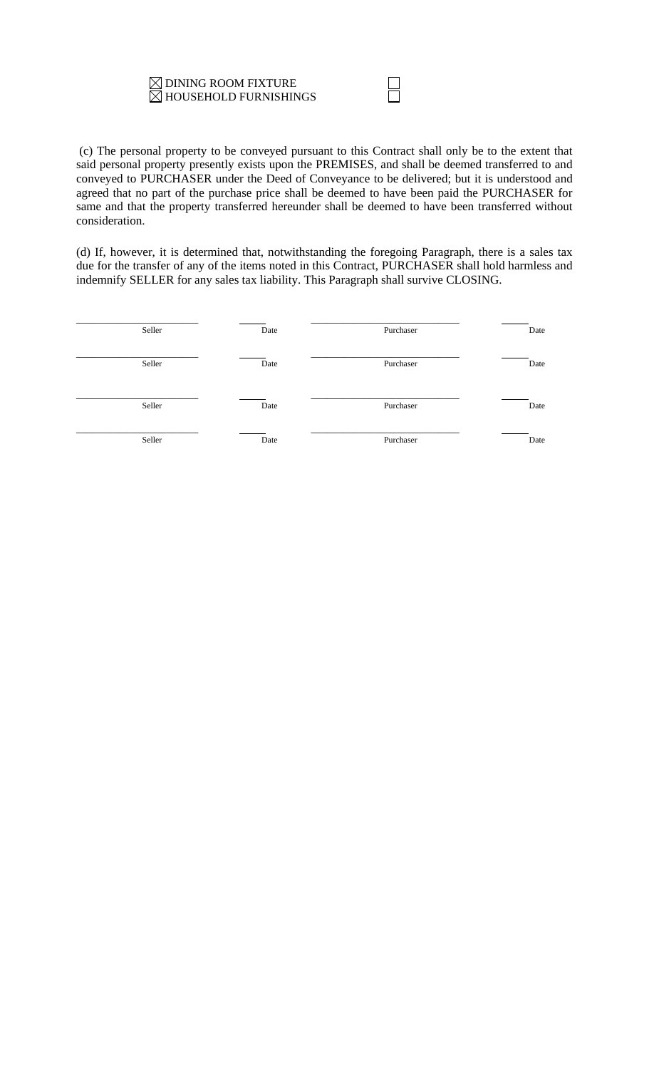☒ DINING ROOM FIXTURE ☐
☒ HOUSEHOLD FURNISHINGS ☐

(c) The personal property to be conveyed pursuant to this Contract shall only be to the extent that said personal property presently exists upon the PREMISES, and shall be deemed transferred to and conveyed to PURCHASER under the Deed of Conveyance to be delivered; but it is understood and agreed that no part of the purchase price shall be deemed to have been paid the PURCHASER for same and that the property transferred hereunder shall be deemed to have been transferred without consideration.

(d) If, however, it is determined that, notwithstanding the foregoing Paragraph, there is a sales tax due for the transfer of any of the items noted in this Contract, PURCHASER shall hold harmless and indemnify SELLER for any sales tax liability. This Paragraph shall survive CLOSING.

| | | | |
|---|---|---|---|
| ____________________ Seller | _____ Date | ____________________ Purchaser | _____ Date |
| ____________________ Seller | _____ Date | ____________________ Purchaser | _____ Date |
| ____________________ Seller | _____ Date | ____________________ Purchaser | _____ Date |
| ____________________ Seller | _____ Date | ____________________ Purchaser | _____ Date |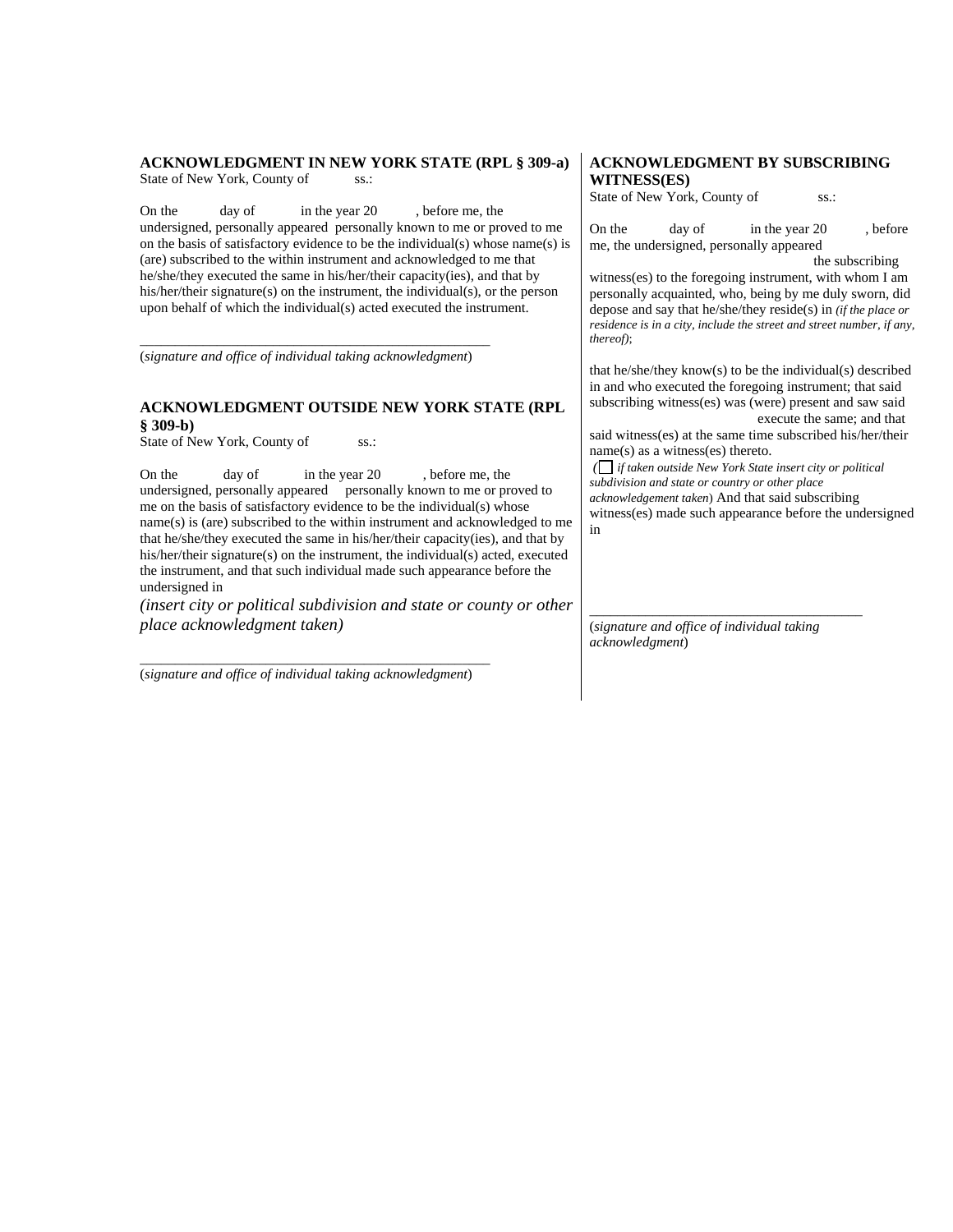### ACKNOWLEDGMENT IN NEW YORK STATE (RPL § 309-a)

State of New York, County of ss.:

On the day of in the year 20 , before me, the undersigned, personally appeared personally known to me or proved to me on the basis of satisfactory evidence to be the individual(s) whose name(s) is (are) subscribed to the within instrument and acknowledged to me that he/she/they executed the same in his/her/their capacity(ies), and that by his/her/their signature(s) on the instrument, the individual(s), or the person upon behalf of which the individual(s) acted executed the instrument.

\_\_\_\_\_\_\_\_\_\_\_\_\_\_\_\_\_\_\_\_\_\_\_\_\_\_\_\_\_\_\_\_\_\_\_\_\_\_\_\_\_\_\_\_\_\_

(*signature and office of individual taking acknowledgment*)

### ACKNOWLEDGMENT OUTSIDE NEW YORK STATE (RPL § 309-b)

State of New York, County of ss.:

On the day of in the year 20 , before me, the undersigned, personally appeared personally known to me or proved to me on the basis of satisfactory evidence to be the individual(s) whose name(s) is (are) subscribed to the within instrument and acknowledged to me that he/she/they executed the same in his/her/their capacity(ies), and that by his/her/their signature(s) on the instrument, the individual(s) acted, executed the instrument, and that such individual made such appearance before the undersigned in

*(insert city or political subdivision and state or county or other place acknowledgment taken)*

\_\_\_\_\_\_\_\_\_\_\_\_\_\_\_\_\_\_\_\_\_\_\_\_\_\_\_\_\_\_\_\_\_\_\_\_\_\_\_\_\_\_\_\_\_\_

(*signature and office of individual taking acknowledgment*)

### ACKNOWLEDGMENT BY SUBSCRIBING WITNESS(ES)

State of New York, County of ss.:

On the day of in the year 20 , before me, the undersigned, personally appeared the subscribing witness(es) to the foregoing instrument, with whom I am personally acquainted, who, being by me duly sworn, did depose and say that he/she/they reside(s) in *(if the place or residence is in a city, include the street and street number, if any, thereof)*;

that he/she/they know(s) to be the individual(s) described in and who executed the foregoing instrument; that said subscribing witness(es) was (were) present and saw said execute the same; and that said witness(es) at the same time subscribed his/her/their name(s) as a witness(es) thereto.

(☐ *if taken outside New York State insert city or political subdivision and state or country or other place acknowledgement taken*) And that said subscribing witness(es) made such appearance before the undersigned in

\_\_\_\_\_\_\_\_\_\_\_\_\_\_\_\_\_\_\_\_\_\_\_\_\_\_\_\_\_\_\_\_\_\_\_\_\_\_

(*signature and office of individual taking acknowledgment*)